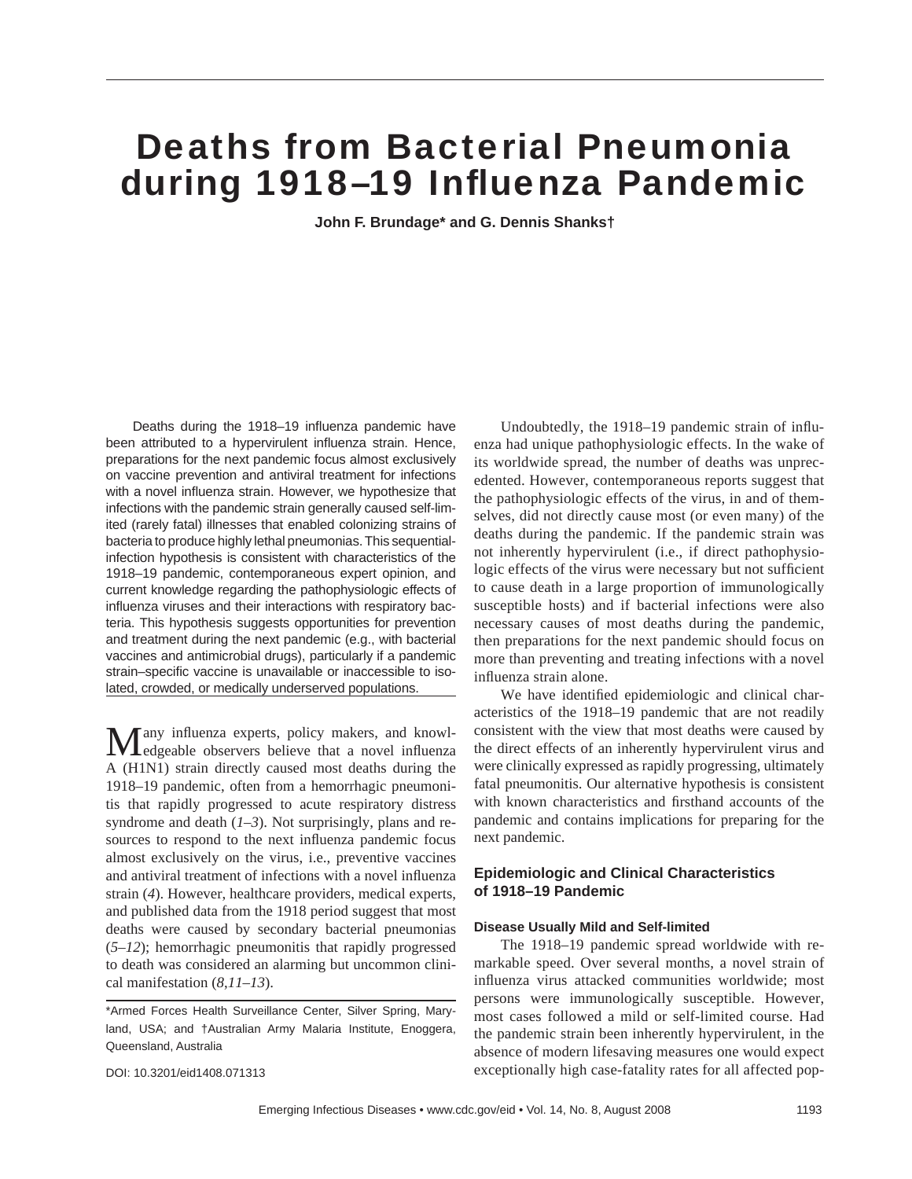# Deaths from Bacterial Pneumonia during 1918–19 Influenza Pandemic

**John F. Brundage\* and G. Dennis Shanks†**

Deaths during the 1918–19 influenza pandemic have been attributed to a hypervirulent influenza strain. Hence, preparations for the next pandemic focus almost exclusively on vaccine prevention and antiviral treatment for infections with a novel influenza strain. However, we hypothesize that infections with the pandemic strain generally caused self-limited (rarely fatal) illnesses that enabled colonizing strains of bacteria to produce highly lethal pneumonias. This sequential-infection hypothesis is consistent with characteristics of the 1918–19 pandemic, contemporaneous expert opinion, and current knowledge regarding the pathophysiologic effects of influenza viruses and their interactions with respiratory bacteria. This hypothesis suggests opportunities for prevention and treatment during the next pandemic (e.g., with bacterial vaccines and antimicrobial drugs), particularly if a pandemic strain–specific vaccine is unavailable or inaccessible to isolated, crowded, or medically underserved populations.

Many influenza experts, policy makers, and knowledgeable observers believe that a novel influenza A (H1N1) strain directly caused most deaths during the 1918–19 pandemic, often from a hemorrhagic pneumonitis that rapidly progressed to acute respiratory distress syndrome and death (*1–3*). Not surprisingly, plans and resources to respond to the next influenza pandemic focus almost exclusively on the virus, i.e., preventive vaccines and antiviral treatment of infections with a novel influenza strain (*4*). However, healthcare providers, medical experts, and published data from the 1918 period suggest that most deaths were caused by secondary bacterial pneumonias (*5–12*); hemorrhagic pneumonitis that rapidly progressed to death was considered an alarming but uncommon clinical manifestation (*8,11–13*).

\*Armed Forces Health Surveillance Center, Silver Spring, Maryland, USA; and †Australian Army Malaria Institute, Enoggera, Queensland, Australia

DOI: 10.3201/eid1408.071313

Undoubtedly, the 1918–19 pandemic strain of influenza had unique pathophysiologic effects. In the wake of its worldwide spread, the number of deaths was unprecedented. However, contemporaneous reports suggest that the pathophysiologic effects of the virus, in and of themselves, did not directly cause most (or even many) of the deaths during the pandemic. If the pandemic strain was not inherently hypervirulent (i.e., if direct pathophysiologic effects of the virus were necessary but not sufficient to cause death in a large proportion of immunologically susceptible hosts) and if bacterial infections were also necessary causes of most deaths during the pandemic, then preparations for the next pandemic should focus on more than preventing and treating infections with a novel influenza strain alone.

We have identified epidemiologic and clinical characteristics of the 1918–19 pandemic that are not readily consistent with the view that most deaths were caused by the direct effects of an inherently hypervirulent virus and were clinically expressed as rapidly progressing, ultimately fatal pneumonitis. Our alternative hypothesis is consistent with known characteristics and firsthand accounts of the pandemic and contains implications for preparing for the next pandemic.

## Epidemiologic and Clinical Characteristics of 1918–19 Pandemic

### Disease Usually Mild and Self-limited

The 1918–19 pandemic spread worldwide with remarkable speed. Over several months, a novel strain of influenza virus attacked communities worldwide; most persons were immunologically susceptible. However, most cases followed a mild or self-limited course. Had the pandemic strain been inherently hypervirulent, in the absence of modern lifesaving measures one would expect exceptionally high case-fatality rates for all affected pop-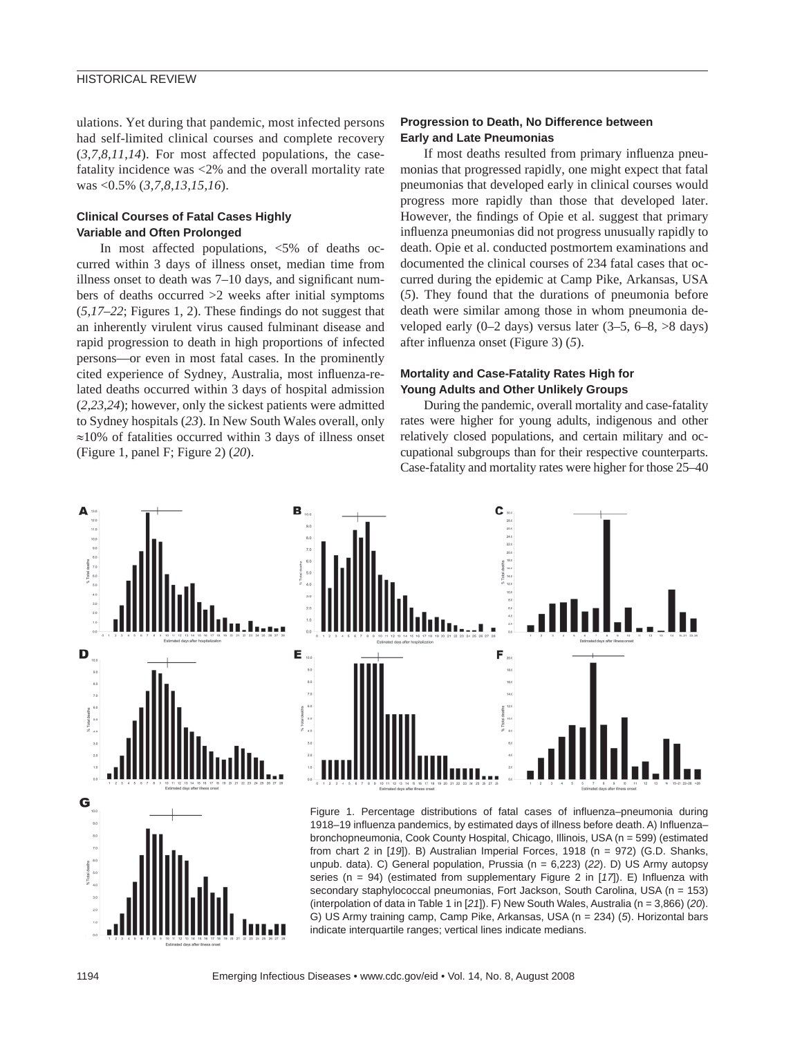ulations. Yet during that pandemic, most infected persons had self-limited clinical courses and complete recovery (*3,7,8,11,14*). For most affected populations, the case-fatality incidence was <2% and the overall mortality rate was <0.5% (*3,7,8,13,15,16*).

### Clinical Courses of Fatal Cases Highly Variable and Often Prolonged

In most affected populations, <5% of deaths occurred within 3 days of illness onset, median time from illness onset to death was 7–10 days, and significant numbers of deaths occurred >2 weeks after initial symptoms (*5,17–22*; Figures 1, 2). These findings do not suggest that an inherently virulent virus caused fulminant disease and rapid progression to death in high proportions of infected persons—or even in most fatal cases. In the prominently cited experience of Sydney, Australia, most influenza-related deaths occurred within 3 days of hospital admission (*2,23,24*); however, only the sickest patients were admitted to Sydney hospitals (*23*). In New South Wales overall, only ≈10% of fatalities occurred within 3 days of illness onset (Figure 1, panel F; Figure 2) (*20*).

### Progression to Death, No Difference between Early and Late Pneumonias

If most deaths resulted from primary influenza pneumonias that progressed rapidly, one might expect that fatal pneumonias that developed early in clinical courses would progress more rapidly than those that developed later. However, the findings of Opie et al. suggest that primary influenza pneumonias did not progress unusually rapidly to death. Opie et al. conducted postmortem examinations and documented the clinical courses of 234 fatal cases that occurred during the epidemic at Camp Pike, Arkansas, USA (*5*). They found that the durations of pneumonia before death were similar among those in whom pneumonia developed early (0–2 days) versus later (3–5, 6–8, >8 days) after influenza onset (Figure 3) (*5*).

### Mortality and Case-Fatality Rates High for Young Adults and Other Unlikely Groups

During the pandemic, overall mortality and case-fatality rates were higher for young adults, indigenous and other relatively closed populations, and certain military and occupational subgroups than for their respective counterparts. Case-fatality and mortality rates were higher for those 25–40

Figure 1. Percentage distributions of fatal cases of influenza–pneumonia during 1918–19 influenza pandemics, by estimated days of illness before death. A) Influenza–bronchopneumonia, Cook County Hospital, Chicago, Illinois, USA (n = 599) (estimated from chart 2 in [*19*]). B) Australian Imperial Forces, 1918 (n = 972) (G.D. Shanks, unpub. data). C) General population, Prussia (n = 6,223) (*22*). D) US Army autopsy series (n = 94) (estimated from supplementary Figure 2 in [*17*]). E) Influenza with secondary staphylococcal pneumonias, Fort Jackson, South Carolina, USA (n = 153) (interpolation of data in Table 1 in [*21*]). F) New South Wales, Australia (n = 3,866) (*20*). G) US Army training camp, Camp Pike, Arkansas, USA (n = 234) (*5*). Horizontal bars indicate interquartile ranges; vertical lines indicate medians.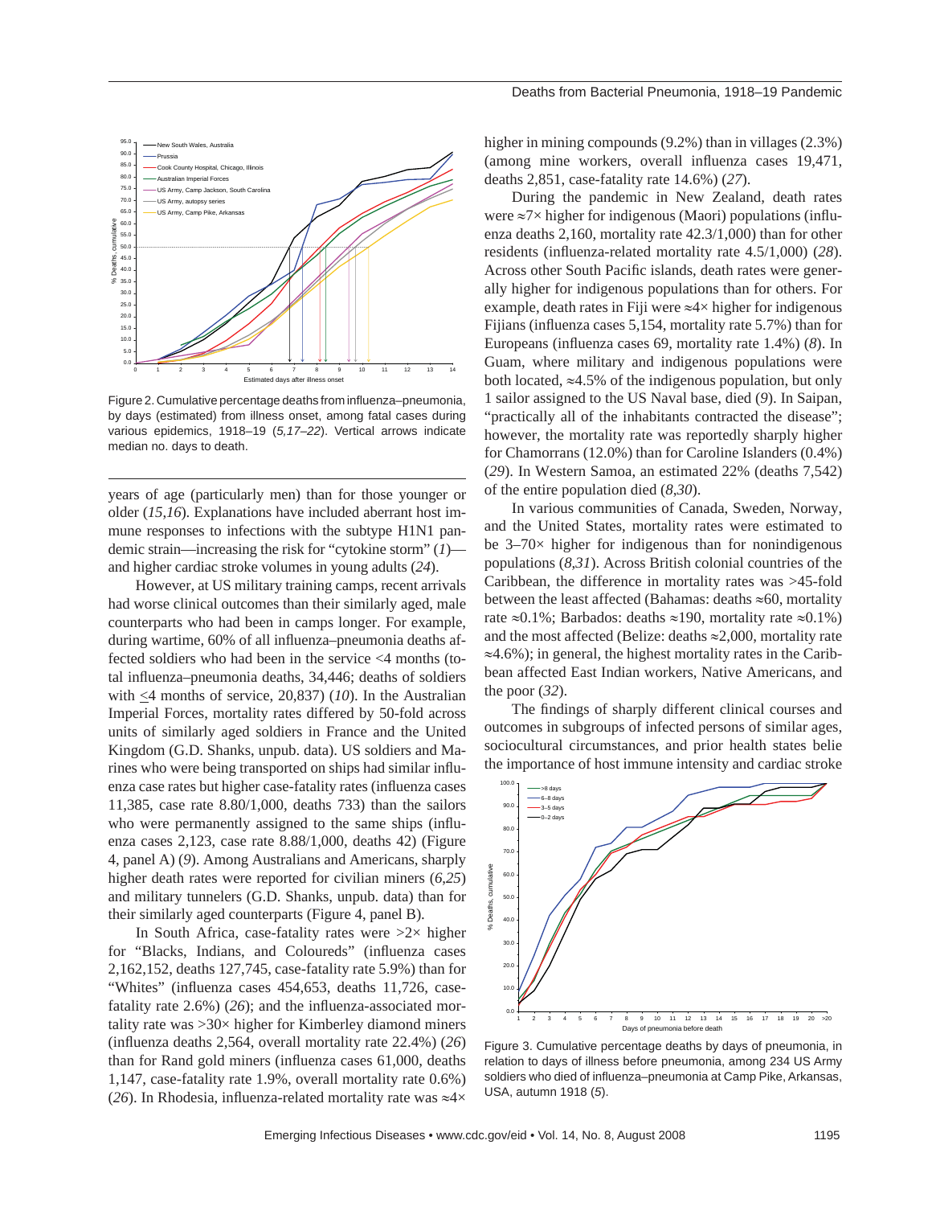Figure 2. Cumulative percentage deaths from influenza–pneumonia, by days (estimated) from illness onset, among fatal cases during various epidemics, 1918–19 (*5,17–22*). Vertical arrows indicate median no. days to death.

years of age (particularly men) than for those younger or older (*15,16*). Explanations have included aberrant host immune responses to infections with the subtype H1N1 pandemic strain—increasing the risk for "cytokine storm" (*1*)—and higher cardiac stroke volumes in young adults (*24*).

However, at US military training camps, recent arrivals had worse clinical outcomes than their similarly aged, male counterparts who had been in camps longer. For example, during wartime, 60% of all influenza–pneumonia deaths affected soldiers who had been in the service <4 months (total influenza–pneumonia deaths, 34,446; deaths of soldiers with ≤4 months of service, 20,837) (*10*). In the Australian Imperial Forces, mortality rates differed by 50-fold across units of similarly aged soldiers in France and the United Kingdom (G.D. Shanks, unpub. data). US soldiers and Marines who were being transported on ships had similar influenza case rates but higher case-fatality rates (influenza cases 11,385, case rate 8.80/1,000, deaths 733) than the sailors who were permanently assigned to the same ships (influenza cases 2,123, case rate 8.88/1,000, deaths 42) (Figure 4, panel A) (*9*). Among Australians and Americans, sharply higher death rates were reported for civilian miners (*6,25*) and military tunnelers (G.D. Shanks, unpub. data) than for their similarly aged counterparts (Figure 4, panel B).

In South Africa, case-fatality rates were >2× higher for "Blacks, Indians, and Coloureds" (influenza cases 2,162,152, deaths 127,745, case-fatality rate 5.9%) than for "Whites" (influenza cases 454,653, deaths 11,726, case-fatality rate 2.6%) (*26*); and the influenza-associated mortality rate was >30× higher for Kimberley diamond miners (influenza deaths 2,564, overall mortality rate 22.4%) (*26*) than for Rand gold miners (influenza cases 61,000, deaths 1,147, case-fatality rate 1.9%, overall mortality rate 0.6%) (*26*). In Rhodesia, influenza-related mortality rate was ≈4× higher in mining compounds (9.2%) than in villages (2.3%) (among mine workers, overall influenza cases 19,471, deaths 2,851, case-fatality rate 14.6%) (*27*).

During the pandemic in New Zealand, death rates were ≈7× higher for indigenous (Maori) populations (influenza deaths 2,160, mortality rate 42.3/1,000) than for other residents (influenza-related mortality rate 4.5/1,000) (*28*). Across other South Pacific islands, death rates were generally higher for indigenous populations than for others. For example, death rates in Fiji were ≈4× higher for indigenous Fijians (influenza cases 5,154, mortality rate 5.7%) than for Europeans (influenza cases 69, mortality rate 1.4%) (*8*). In Guam, where military and indigenous populations were both located, ≈4.5% of the indigenous population, but only 1 sailor assigned to the US Naval base, died (*9*). In Saipan, "practically all of the inhabitants contracted the disease"; however, the mortality rate was reportedly sharply higher for Chamorrans (12.0%) than for Caroline Islanders (0.4%) (*29*). In Western Samoa, an estimated 22% (deaths 7,542) of the entire population died (*8,30*).

In various communities of Canada, Sweden, Norway, and the United States, mortality rates were estimated to be 3–70× higher for indigenous than for nonindigenous populations (*8,31*). Across British colonial countries of the Caribbean, the difference in mortality rates was >45-fold between the least affected (Bahamas: deaths ≈60, mortality rate ≈0.1%; Barbados: deaths ≈190, mortality rate ≈0.1%) and the most affected (Belize: deaths ≈2,000, mortality rate ≈4.6%); in general, the highest mortality rates in the Caribbean affected East Indian workers, Native Americans, and the poor (*32*).

The findings of sharply different clinical courses and outcomes in subgroups of infected persons of similar ages, sociocultural circumstances, and prior health states belie the importance of host immune intensity and cardiac stroke

Figure 3. Cumulative percentage deaths by days of pneumonia, in relation to days of illness before pneumonia, among 234 US Army soldiers who died of influenza–pneumonia at Camp Pike, Arkansas, USA, autumn 1918 (*5*).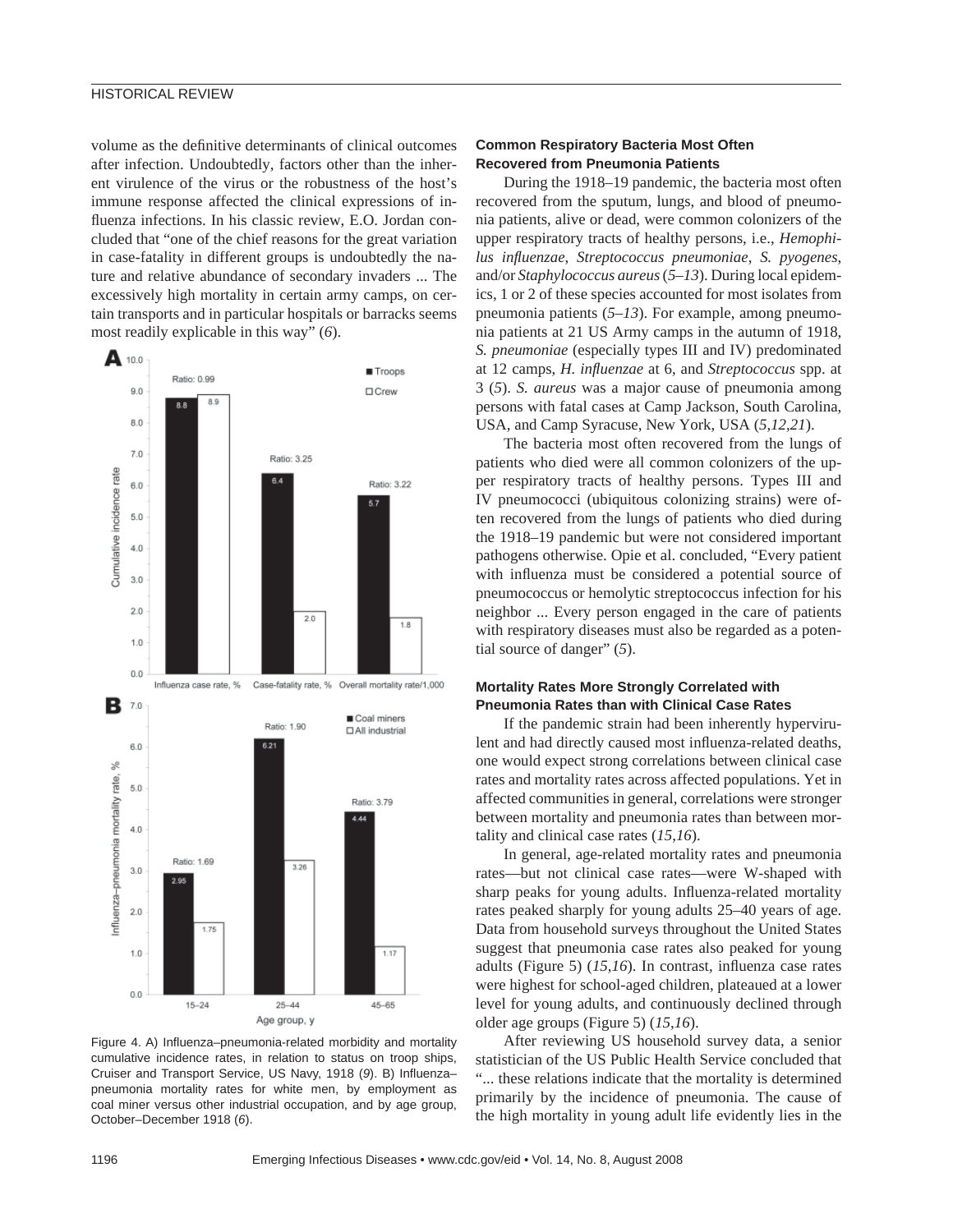volume as the definitive determinants of clinical outcomes after infection. Undoubtedly, factors other than the inherent virulence of the virus or the robustness of the host's immune response affected the clinical expressions of influenza infections. In his classic review, E.O. Jordan concluded that "one of the chief reasons for the great variation in case-fatality in different groups is undoubtedly the nature and relative abundance of secondary invaders ... The excessively high mortality in certain army camps, on certain transports and in particular hospitals or barracks seems most readily explicable in this way" (*6*).

Figure 4. A) Influenza–pneumonia-related morbidity and mortality cumulative incidence rates, in relation to status on troop ships, Cruiser and Transport Service, US Navy, 1918 (*9*). B) Influenza–pneumonia mortality rates for white men, by employment as coal miner versus other industrial occupation, and by age group, October–December 1918 (*6*).

### Common Respiratory Bacteria Most Often Recovered from Pneumonia Patients

During the 1918–19 pandemic, the bacteria most often recovered from the sputum, lungs, and blood of pneumonia patients, alive or dead, were common colonizers of the upper respiratory tracts of healthy persons, i.e., *Hemophilus influenzae*, *Streptococcus pneumoniae*, *S. pyogenes*, and/or *Staphylococcus aureus* (*5–13*). During local epidemics, 1 or 2 of these species accounted for most isolates from pneumonia patients (*5–13*). For example, among pneumonia patients at 21 US Army camps in the autumn of 1918, *S. pneumoniae* (especially types III and IV) predominated at 12 camps, *H. influenzae* at 6, and *Streptococcus* spp. at 3 (*5*). *S. aureus* was a major cause of pneumonia among persons with fatal cases at Camp Jackson, South Carolina, USA, and Camp Syracuse, New York, USA (*5*,*12*,*21*).

The bacteria most often recovered from the lungs of patients who died were all common colonizers of the upper respiratory tracts of healthy persons. Types III and IV pneumococci (ubiquitous colonizing strains) were often recovered from the lungs of patients who died during the 1918–19 pandemic but were not considered important pathogens otherwise. Opie et al. concluded, "Every patient with influenza must be considered a potential source of pneumococcus or hemolytic streptococcus infection for his neighbor ... Every person engaged in the care of patients with respiratory diseases must also be regarded as a potential source of danger" (*5*).

### Mortality Rates More Strongly Correlated with Pneumonia Rates than with Clinical Case Rates

If the pandemic strain had been inherently hypervirulent and had directly caused most influenza-related deaths, one would expect strong correlations between clinical case rates and mortality rates across affected populations. Yet in affected communities in general, correlations were stronger between mortality and pneumonia rates than between mortality and clinical case rates (*15*,*16*).

In general, age-related mortality rates and pneumonia rates—but not clinical case rates—were W-shaped with sharp peaks for young adults. Influenza-related mortality rates peaked sharply for young adults 25–40 years of age. Data from household surveys throughout the United States suggest that pneumonia case rates also peaked for young adults (Figure 5) (*15*,*16*). In contrast, influenza case rates were highest for school-aged children, plateaued at a lower level for young adults, and continuously declined through older age groups (Figure 5) (*15*,*16*).

After reviewing US household survey data, a senior statistician of the US Public Health Service concluded that "... these relations indicate that the mortality is determined primarily by the incidence of pneumonia. The cause of the high mortality in young adult life evidently lies in the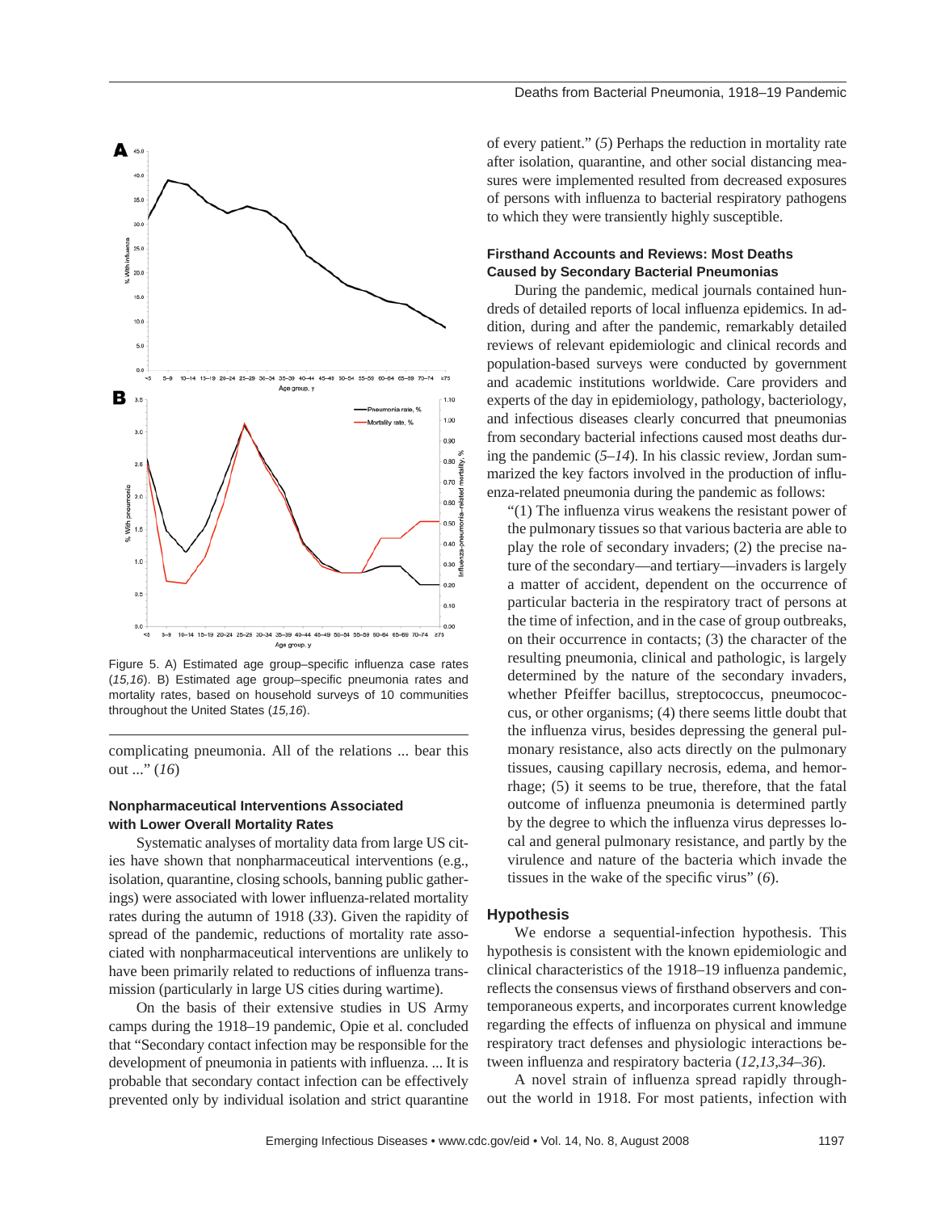Figure 5. A) Estimated age group–specific influenza case rates (*15,16*). B) Estimated age group–specific pneumonia rates and mortality rates, based on household surveys of 10 communities throughout the United States (*15,16*).

complicating pneumonia. All of the relations ... bear this out ...” (*16*)

### Nonpharmaceutical Interventions Associated with Lower Overall Mortality Rates

Systematic analyses of mortality data from large US cities have shown that nonpharmaceutical interventions (e.g., isolation, quarantine, closing schools, banning public gatherings) were associated with lower influenza-related mortality rates during the autumn of 1918 (*33*). Given the rapidity of spread of the pandemic, reductions of mortality rate associated with nonpharmaceutical interventions are unlikely to have been primarily related to reductions of influenza transmission (particularly in large US cities during wartime).

On the basis of their extensive studies in US Army camps during the 1918–19 pandemic, Opie et al. concluded that “Secondary contact infection may be responsible for the development of pneumonia in patients with influenza. ... It is probable that secondary contact infection can be effectively prevented only by individual isolation and strict quarantine of every patient.” (*5*) Perhaps the reduction in mortality rate after isolation, quarantine, and other social distancing measures were implemented resulted from decreased exposures of persons with influenza to bacterial respiratory pathogens to which they were transiently highly susceptible.

### Firsthand Accounts and Reviews: Most Deaths Caused by Secondary Bacterial Pneumonias

During the pandemic, medical journals contained hundreds of detailed reports of local influenza epidemics. In addition, during and after the pandemic, remarkably detailed reviews of relevant epidemiologic and clinical records and population-based surveys were conducted by government and academic institutions worldwide. Care providers and experts of the day in epidemiology, pathology, bacteriology, and infectious diseases clearly concurred that pneumonias from secondary bacterial infections caused most deaths during the pandemic (*5–14*). In his classic review, Jordan summarized the key factors involved in the production of influenza-related pneumonia during the pandemic as follows:

> “(1) The influenza virus weakens the resistant power of the pulmonary tissues so that various bacteria are able to play the role of secondary invaders; (2) the precise nature of the secondary—and tertiary—invaders is largely a matter of accident, dependent on the occurrence of particular bacteria in the respiratory tract of persons at the time of infection, and in the case of group outbreaks, on their occurrence in contacts; (3) the character of the resulting pneumonia, clinical and pathologic, is largely determined by the nature of the secondary invaders, whether Pfeiffer bacillus, streptococcus, pneumococcus, or other organisms; (4) there seems little doubt that the influenza virus, besides depressing the general pulmonary resistance, also acts directly on the pulmonary tissues, causing capillary necrosis, edema, and hemorrhage; (5) it seems to be true, therefore, that the fatal outcome of influenza pneumonia is determined partly by the degree to which the influenza virus depresses local and general pulmonary resistance, and partly by the virulence and nature of the bacteria which invade the tissues in the wake of the specific virus” (*6*).

## Hypothesis

We endorse a sequential-infection hypothesis. This hypothesis is consistent with the known epidemiologic and clinical characteristics of the 1918–19 influenza pandemic, reflects the consensus views of firsthand observers and contemporaneous experts, and incorporates current knowledge regarding the effects of influenza on physical and immune respiratory tract defenses and physiologic interactions between influenza and respiratory bacteria (*12,13,34–36*).

A novel strain of influenza spread rapidly throughout the world in 1918. For most patients, infection with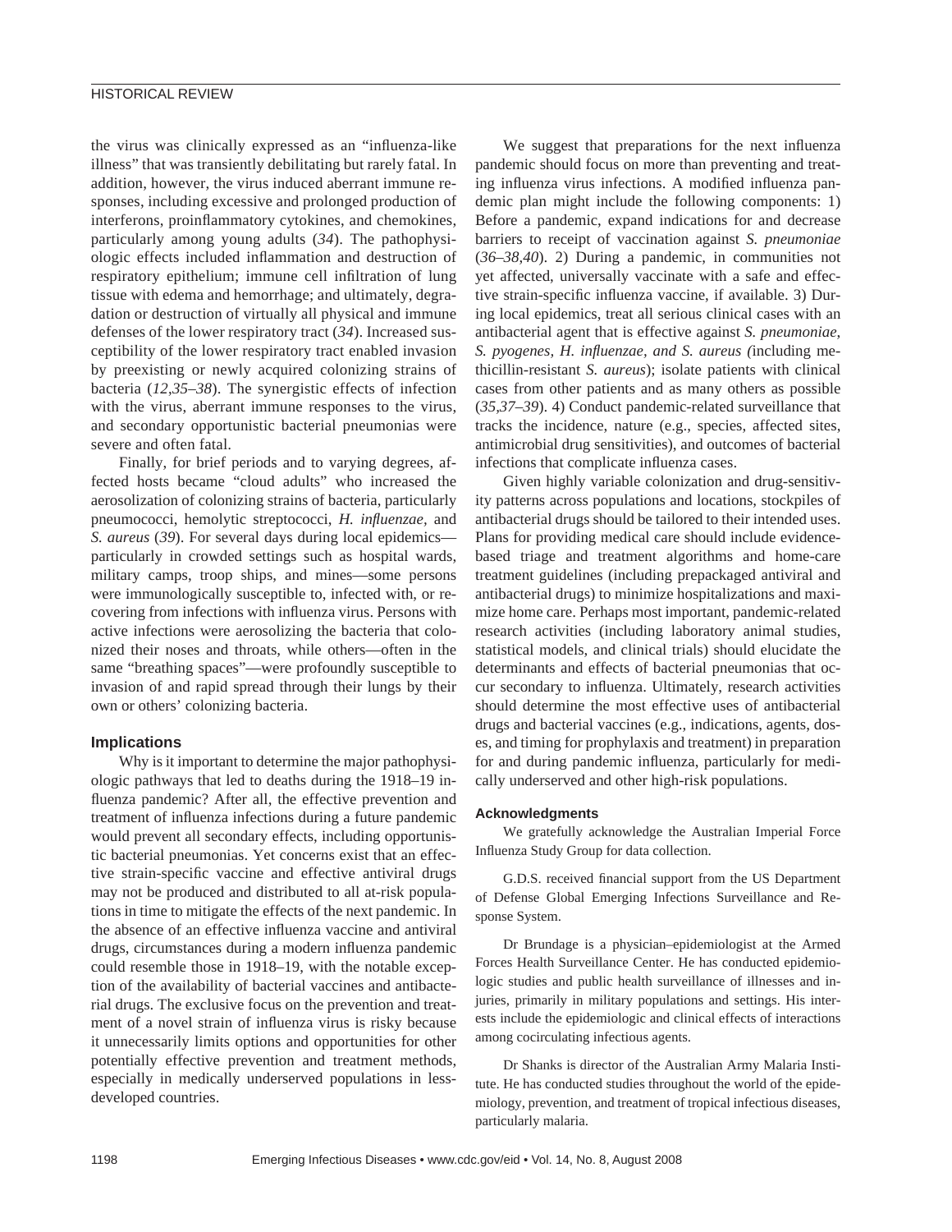the virus was clinically expressed as an "influenza-like illness" that was transiently debilitating but rarely fatal. In addition, however, the virus induced aberrant immune responses, including excessive and prolonged production of interferons, proinflammatory cytokines, and chemokines, particularly among young adults (*34*). The pathophysiologic effects included inflammation and destruction of respiratory epithelium; immune cell infiltration of lung tissue with edema and hemorrhage; and ultimately, degradation or destruction of virtually all physical and immune defenses of the lower respiratory tract (*34*). Increased susceptibility of the lower respiratory tract enabled invasion by preexisting or newly acquired colonizing strains of bacteria (*12*,*35*–*38*). The synergistic effects of infection with the virus, aberrant immune responses to the virus, and secondary opportunistic bacterial pneumonias were severe and often fatal.

Finally, for brief periods and to varying degrees, affected hosts became "cloud adults" who increased the aerosolization of colonizing strains of bacteria, particularly pneumococci, hemolytic streptococci, *H. influenzae*, and *S. aureus* (*39*). For several days during local epidemics—particularly in crowded settings such as hospital wards, military camps, troop ships, and mines—some persons were immunologically susceptible to, infected with, or recovering from infections with influenza virus. Persons with active infections were aerosolizing the bacteria that colonized their noses and throats, while others—often in the same "breathing spaces"—were profoundly susceptible to invasion of and rapid spread through their lungs by their own or others' colonizing bacteria.

## Implications

Why is it important to determine the major pathophysiologic pathways that led to deaths during the 1918–19 influenza pandemic? After all, the effective prevention and treatment of influenza infections during a future pandemic would prevent all secondary effects, including opportunistic bacterial pneumonias. Yet concerns exist that an effective strain-specific vaccine and effective antiviral drugs may not be produced and distributed to all at-risk populations in time to mitigate the effects of the next pandemic. In the absence of an effective influenza vaccine and antiviral drugs, circumstances during a modern influenza pandemic could resemble those in 1918–19, with the notable exception of the availability of bacterial vaccines and antibacterial drugs. The exclusive focus on the prevention and treatment of a novel strain of influenza virus is risky because it unnecessarily limits options and opportunities for other potentially effective prevention and treatment methods, especially in medically underserved populations in less-developed countries.

We suggest that preparations for the next influenza pandemic should focus on more than preventing and treating influenza virus infections. A modified influenza pandemic plan might include the following components: 1) Before a pandemic, expand indications for and decrease barriers to receipt of vaccination against *S. pneumoniae* (*36*–*38*,*40*). 2) During a pandemic, in communities not yet affected, universally vaccinate with a safe and effective strain-specific influenza vaccine, if available. 3) During local epidemics, treat all serious clinical cases with an antibacterial agent that is effective against *S. pneumoniae*, *S. pyogenes*, *H. influenzae*, *and S. aureus* (including methicillin-resistant *S. aureus*); isolate patients with clinical cases from other patients and as many others as possible (*35*,*37*–*39*). 4) Conduct pandemic-related surveillance that tracks the incidence, nature (e.g., species, affected sites, antimicrobial drug sensitivities), and outcomes of bacterial infections that complicate influenza cases.

Given highly variable colonization and drug-sensitivity patterns across populations and locations, stockpiles of antibacterial drugs should be tailored to their intended uses. Plans for providing medical care should include evidence-based triage and treatment algorithms and home-care treatment guidelines (including prepackaged antiviral and antibacterial drugs) to minimize hospitalizations and maximize home care. Perhaps most important, pandemic-related research activities (including laboratory animal studies, statistical models, and clinical trials) should elucidate the determinants and effects of bacterial pneumonias that occur secondary to influenza. Ultimately, research activities should determine the most effective uses of antibacterial drugs and bacterial vaccines (e.g., indications, agents, doses, and timing for prophylaxis and treatment) in preparation for and during pandemic influenza, particularly for medically underserved and other high-risk populations.

### Acknowledgments

We gratefully acknowledge the Australian Imperial Force Influenza Study Group for data collection.

G.D.S. received financial support from the US Department of Defense Global Emerging Infections Surveillance and Response System.

Dr Brundage is a physician–epidemiologist at the Armed Forces Health Surveillance Center. He has conducted epidemiologic studies and public health surveillance of illnesses and injuries, primarily in military populations and settings. His interests include the epidemiologic and clinical effects of interactions among cocirculating infectious agents.

Dr Shanks is director of the Australian Army Malaria Institute. He has conducted studies throughout the world of the epidemiology, prevention, and treatment of tropical infectious diseases, particularly malaria.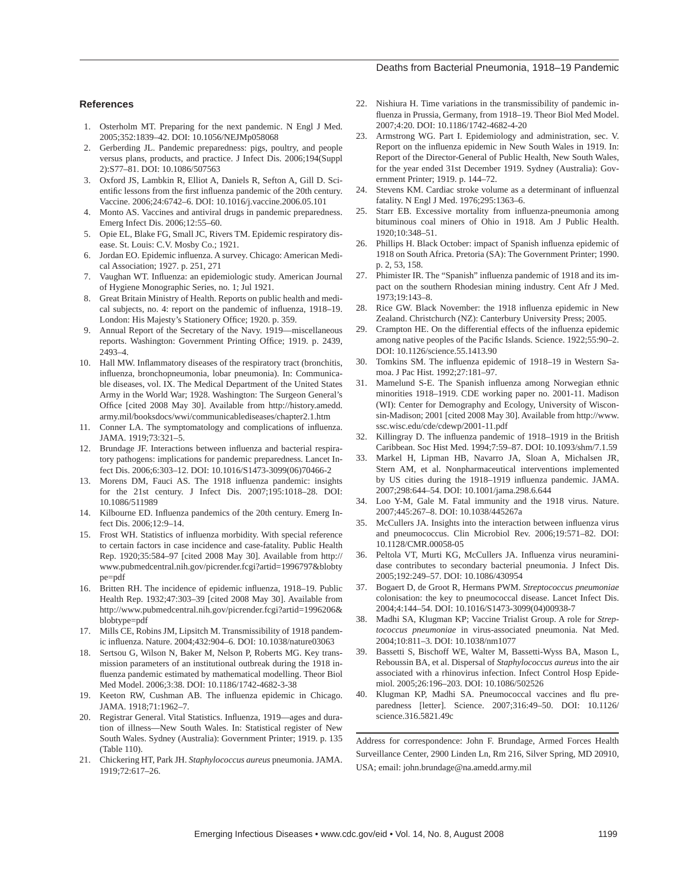## References

1. Osterholm MT. Preparing for the next pandemic. N Engl J Med. 2005;352:1839–42. DOI: 10.1056/NEJMp058068
2. Gerberding JL. Pandemic preparedness: pigs, poultry, and people versus plans, products, and practice. J Infect Dis. 2006;194(Suppl 2):S77–81. DOI: 10.1086/507563
3. Oxford JS, Lambkin R, Elliot A, Daniels R, Sefton A, Gill D. Scientific lessons from the first influenza pandemic of the 20th century. Vaccine. 2006;24:6742–6. DOI: 10.1016/j.vaccine.2006.05.101
4. Monto AS. Vaccines and antiviral drugs in pandemic preparedness. Emerg Infect Dis. 2006;12:55–60.
5. Opie EL, Blake FG, Small JC, Rivers TM. Epidemic respiratory disease. St. Louis: C.V. Mosby Co.; 1921.
6. Jordan EO. Epidemic influenza. A survey. Chicago: American Medical Association; 1927. p. 251, 271
7. Vaughan WT. Influenza: an epidemiologic study. American Journal of Hygiene Monographic Series, no. 1; Jul 1921.
8. Great Britain Ministry of Health. Reports on public health and medical subjects, no. 4: report on the pandemic of influenza, 1918–19. London: His Majesty's Stationery Office; 1920. p. 359.
9. Annual Report of the Secretary of the Navy. 1919—miscellaneous reports. Washington: Government Printing Office; 1919. p. 2439, 2493–4.
10. Hall MW. Inflammatory diseases of the respiratory tract (bronchitis, influenza, bronchopneumonia, lobar pneumonia). In: Communicable diseases, vol. IX. The Medical Department of the United States Army in the World War; 1928. Washington: The Surgeon General's Office [cited 2008 May 30]. Available from http://history.amedd.army.mil/booksdocs/wwi/communicablediseases/chapter2.1.htm
11. Conner LA. The symptomatology and complications of influenza. JAMA. 1919;73:321–5.
12. Brundage JF. Interactions between influenza and bacterial respiratory pathogens: implications for pandemic preparedness. Lancet Infect Dis. 2006;6:303–12. DOI: 10.1016/S1473-3099(06)70466-2
13. Morens DM, Fauci AS. The 1918 influenza pandemic: insights for the 21st century. J Infect Dis. 2007;195:1018–28. DOI: 10.1086/511989
14. Kilbourne ED. Influenza pandemics of the 20th century. Emerg Infect Dis. 2006;12:9–14.
15. Frost WH. Statistics of influenza morbidity. With special reference to certain factors in case incidence and case-fatality. Public Health Rep. 1920;35:584–97 [cited 2008 May 30]. Available from http://www.pubmedcentral.nih.gov/picrender.fcgi?artid=1996797&blobtype=pdf
16. Britten RH. The incidence of epidemic influenza, 1918–19. Public Health Rep. 1932;47:303–39 [cited 2008 May 30]. Available from http://www.pubmedcentral.nih.gov/picrender.fcgi?artid=1996206&blobtype=pdf
17. Mills CE, Robins JM, Lipsitch M. Transmissibility of 1918 pandemic influenza. Nature. 2004;432:904–6. DOI: 10.1038/nature03063
18. Sertsou G, Wilson N, Baker M, Nelson P, Roberts MG. Key transmission parameters of an institutional outbreak during the 1918 influenza pandemic estimated by mathematical modelling. Theor Biol Med Model. 2006;3:38. DOI: 10.1186/1742-4682-3-38
19. Keeton RW, Cushman AB. The influenza epidemic in Chicago. JAMA. 1918;71:1962–7.
20. Registrar General. Vital Statistics. Influenza, 1919—ages and duration of illness—New South Wales. In: Statistical register of New South Wales. Sydney (Australia): Government Printer; 1919. p. 135 (Table 110).
21. Chickering HT, Park JH. *Staphylococcus aureus* pneumonia. JAMA. 1919;72:617–26.
22. Nishiura H. Time variations in the transmissibility of pandemic influenza in Prussia, Germany, from 1918–19. Theor Biol Med Model. 2007;4:20. DOI: 10.1186/1742-4682-4-20
23. Armstrong WG. Part I. Epidemiology and administration, sec. V. Report on the influenza epidemic in New South Wales in 1919. In: Report of the Director-General of Public Health, New South Wales, for the year ended 31st December 1919. Sydney (Australia): Government Printer; 1919. p. 144–72.
24. Stevens KM. Cardiac stroke volume as a determinant of influenzal fatality. N Engl J Med. 1976;295:1363–6.
25. Starr EB. Excessive mortality from influenza-pneumonia among bituminous coal miners of Ohio in 1918. Am J Public Health. 1920;10:348–51.
26. Phillips H. Black October: impact of Spanish influenza epidemic of 1918 on South Africa. Pretoria (SA): The Government Printer; 1990. p. 2, 53, 158.
27. Phimister IR. The "Spanish" influenza pandemic of 1918 and its impact on the southern Rhodesian mining industry. Cent Afr J Med. 1973;19:143–8.
28. Rice GW. Black November: the 1918 influenza epidemic in New Zealand. Christchurch (NZ): Canterbury University Press; 2005.
29. Crampton HE. On the differential effects of the influenza epidemic among native peoples of the Pacific Islands. Science. 1922;55:90–2. DOI: 10.1126/science.55.1413.90
30. Tomkins SM. The influenza epidemic of 1918–19 in Western Samoa. J Pac Hist. 1992;27:181–97.
31. Mamelund S-E. The Spanish influenza among Norwegian ethnic minorities 1918–1919. CDE working paper no. 2001-11. Madison (WI): Center for Demography and Ecology, University of Wisconsin-Madison; 2001 [cited 2008 May 30]. Available from http://www.ssc.wisc.edu/cde/cdewp/2001-11.pdf
32. Killingray D. The influenza pandemic of 1918–1919 in the British Caribbean. Soc Hist Med. 1994;7:59–87. DOI: 10.1093/shm/7.1.59
33. Markel H, Lipman HB, Navarro JA, Sloan A, Michalsen JR, Stern AM, et al. Nonpharmaceutical interventions implemented by US cities during the 1918–1919 influenza pandemic. JAMA. 2007;298:644–54. DOI: 10.1001/jama.298.6.644
34. Loo Y-M, Gale M. Fatal immunity and the 1918 virus. Nature. 2007;445:267–8. DOI: 10.1038/445267a
35. McCullers JA. Insights into the interaction between influenza virus and pneumococcus. Clin Microbiol Rev. 2006;19:571–82. DOI: 10.1128/CMR.00058-05
36. Peltola VT, Murti KG, McCullers JA. Influenza virus neuraminidase contributes to secondary bacterial pneumonia. J Infect Dis. 2005;192:249–57. DOI: 10.1086/430954
37. Bogaert D, de Groot R, Hermans PWM. *Streptococcus pneumoniae* colonisation: the key to pneumococcal disease. Lancet Infect Dis. 2004;4:144–54. DOI: 10.1016/S1473-3099(04)00938-7
38. Madhi SA, Klugman KP; Vaccine Trialist Group. A role for *Streptococcus pneumoniae* in virus-associated pneumonia. Nat Med. 2004;10:811–3. DOI: 10.1038/nm1077
39. Bassetti S, Bischoff WE, Walter M, Bassetti-Wyss BA, Mason L, Reboussin BA, et al. Dispersal of *Staphylococcus aureus* into the air associated with a rhinovirus infection. Infect Control Hosp Epidemiol. 2005;26:196–203. DOI: 10.1086/502526
40. Klugman KP, Madhi SA. Pneumococcal vaccines and flu preparedness [letter]. Science. 2007;316:49–50. DOI: 10.1126/science.316.5821.49c

Address for correspondence: John F. Brundage, Armed Forces Health Surveillance Center, 2900 Linden Ln, Rm 216, Silver Spring, MD 20910, USA; email: john.brundage@na.amedd.army.mil